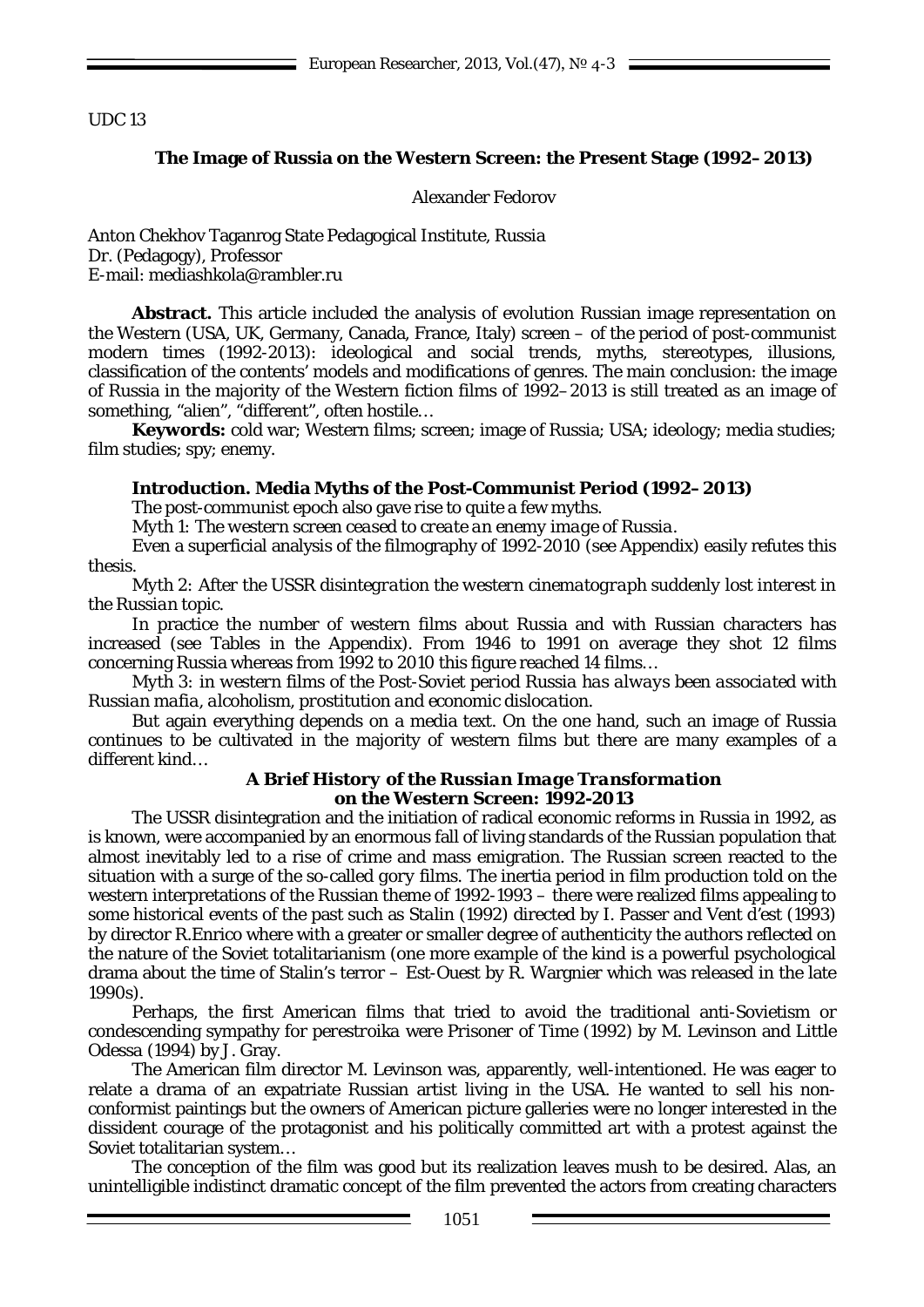UDC 13

# The Image of Russia on the Western Screen: the Present Stage (1992–2013)

Alexander Fedorov

Anton Chekhov Taganrog State Pedagogical Institute, Russia
Dr. (Pedagogy), Professor
E-mail: mediashkola@rambler.ru

**Abstract.** This article included the analysis of evolution Russian image representation on the Western (USA, UK, Germany, Canada, France, Italy) screen – of the period of post-communist modern times (1992-2013): ideological and social trends, myths, stereotypes, illusions, classification of the contents' models and modifications of genres. The main conclusion: the image of Russia in the majority of the Western fiction films of 1992–2013 is still treated as an image of something, "alien", "different", often hostile…

**Keywords:** cold war; Western films; screen; image of Russia; USA; ideology; media studies; film studies; spy; enemy.

## Introduction. Media Myths of the Post-Communist Period (1992–2013)

The post-communist epoch also gave rise to quite a few myths.

*Myth 1: The western screen ceased to create an enemy image of Russia.*

Even a superficial analysis of the filmography of 1992-2010 (see Appendix) easily refutes this thesis.

*Myth 2: After the USSR disintegration the western cinematograph suddenly lost interest in the Russian topic.*

In practice the number of western films about Russia and with Russian characters has increased (see Tables in the Appendix). From 1946 to 1991 on average they shot 12 films concerning Russia whereas from 1992 to 2010 this figure reached 14 films…

*Myth 3: in western films of the Post-Soviet period Russia has always been associated with Russian mafia, alcoholism, prostitution and economic dislocation.*

But again everything depends on a media text. On the one hand, such an image of Russia continues to be cultivated in the majority of western films but there are many examples of a different kind…

## *A Brief History of the Russian Image Transformation on the Western Screen: 1992-2013*

The USSR disintegration and the initiation of radical economic reforms in Russia in 1992, as is known, were accompanied by an enormous fall of living standards of the Russian population that almost inevitably led to a rise of crime and mass emigration. The Russian screen reacted to the situation with a surge of the so-called *gory* films. The inertia period in film production told on the western interpretations of the Russian theme of 1992-1993 – there were realized films appealing to some historical events of the past such as *Stalin* (1992) directed by I. Passer and *Vent d'est* (1993) by director R.Enrico where with a greater or smaller degree of authenticity the authors reflected on the nature of the Soviet totalitarianism (one more example of the kind is a powerful psychological drama about the time of Stalin's terror – *Est-Ouest* by R. Wargnier which was released in the late 1990s).

Perhaps, the first American films that tried to avoid the traditional anti-Sovietism or condescending sympathy for *perestroika* were *Prisoner of Time* (1992) by M. Levinson and *Little Odessa* (1994) by J. Gray.

The American film director M. Levinson was, apparently, well-intentioned. He was eager to relate a drama of an expatriate Russian artist living in the USA. He wanted to sell his non-conformist paintings but the owners of American picture galleries were no longer interested in the dissident courage of the protagonist and his politically committed art with a protest against the Soviet totalitarian system…

The conception of the film was good but its realization leaves mush to be desired. Alas, an unintelligible indistinct dramatic concept of the film prevented the actors from creating characters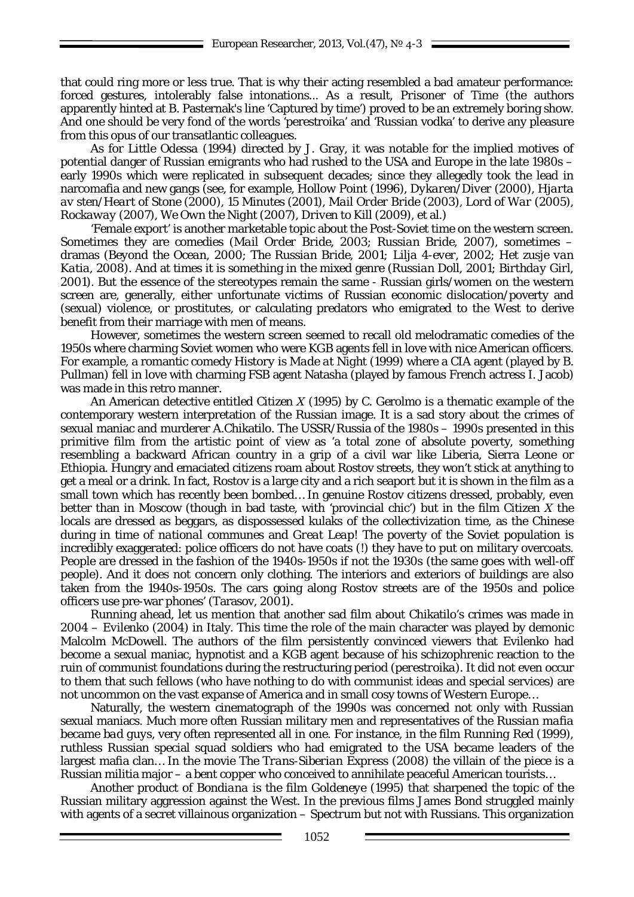that could ring more or less true. That is why their acting resembled a bad amateur performance: forced gestures, intolerably false intonations... As a result, Prisoner of Time (the authors apparently hinted at B. Pasternak's line 'Captured by time') proved to be an extremely boring show. And one should be very fond of the words 'perestroika' and 'Russian vodka' to derive any pleasure from this opus of our transatlantic colleagues.

As for *Little Odessa* (1994) directed by J. Gray, it was notable for the implied motives of potential danger of Russian emigrants who had rushed to the USA and Europe in the late 1980s – early 1990s which were replicated in subsequent decades; since they allegedly took the lead in narcomafia and new gangs (see, for example, *Hollow Point* (1996), *Dykaren/Diver* (2000), *Hjarta av sten/Heart of Stone* (2000), *15 Minutes* (2001), *Mail Order Bride* (2003), *Lord of War* (2005), *Rockaway* (2007), *We Own the Night* (2007), *Driven to Kill* (2009), et al.)

'Female export' is another marketable topic about the Post-Soviet time on the western screen. Sometimes they are comedies (*Mail Order Bride*, 2003; *Russian Bride*, 2007), sometimes – dramas (*Beyond the Ocean*, 2000; *The Russian Bride*, 2001; *Lilja 4-ever*, 2002; *Het zusje van Katia*, 2008). And at times it is something in the mixed genre (*Russian Doll*, 2001; *Birthday Girl*, 2001). But the essence of the stereotypes remain the same - Russian girls/women on the western screen are, generally, either unfortunate victims of Russian economic dislocation/poverty and (sexual) violence, or prostitutes, or calculating predators who emigrated to the West to derive benefit from their marriage with men of means.

However, sometimes the western screen seemed to recall old melodramatic comedies of the 1950s where charming Soviet women who were KGB agents fell in love with nice American officers. For example, a romantic comedy *History is Made at Night* (1999) where a CIA agent (played by B. Pullman) fell in love with charming FSB agent Natasha (played by famous French actress I. Jacob) was made in this retro manner.

An American detective entitled *Citizen X* (1995) by C. Gerolmo is a thematic example of the contemporary western interpretation of the Russian image. It is a sad story about the crimes of sexual maniac and murderer A.Chikatilo. The USSR/Russia of the 1980s – 1990s presented in this primitive film from the artistic point of view as 'a total zone of absolute poverty, something resembling a backward African country in a grip of a civil war like Liberia, Sierra Leone or Ethiopia. Hungry and emaciated citizens roam about Rostov streets, they won't stick at anything to get a meal or a drink. In fact, Rostov is a large city and a rich seaport but it is shown in the film as a small town which has recently been bombed… In genuine Rostov citizens dressed, probably, even better than in Moscow (though in bad taste, with 'provincial chic') but in the film *Citizen X* the locals are dressed as beggars, as dispossessed kulaks of the collectivization time, as the Chinese during in time of *national communes* and *Great Leap*! The poverty of the Soviet population is incredibly exaggerated: police officers do not have coats (!) they have to put on military overcoats. People are dressed in the fashion of the 1940s-1950s if not the 1930s (the same goes with well-off people). And it does not concern only clothing. The interiors and exteriors of buildings are also taken from the 1940s-1950s. The cars going along Rostov streets are of the 1950s and police officers use pre-war phones' (Tarasov, 2001).

Running ahead, let us mention that another sad film about Chikatilo's crimes was made in 2004 – *Evilenko* (2004) in Italy. This time the role of the main character was played by demonic Malcolm McDowell. The authors of the film persistently convinced viewers that Evilenko had become a sexual maniac, hypnotist and a KGB agent because of his schizophrenic reaction to the ruin of communist foundations during the restructuring period (*perestroika*). It did not even occur to them that such fellows (who have nothing to do with communist ideas and special services) are not uncommon on the vast expanse of America and in small cosy towns of Western Europe…

Naturally, the western cinematograph of the 1990s was concerned not only with Russian sexual maniacs. Much more often Russian military men and representatives of the *Russian mafia* became *bad guys*, very often represented all in one. For instance, in the film *Running Red* (1999), ruthless Russian special squad soldiers who had emigrated to the USA became leaders of the largest mafia clan… In the movie *The Trans-Siberian Express* (2008) the villain of the piece is a Russian militia major – a bent copper who conceived to annihilate peaceful American tourists…

Another product of *Bondiana* is the film *Goldeneye* (1995) that sharpened the topic of the Russian military aggression against the West. In the previous films James Bond struggled mainly with agents of a secret villainous organization – *Spectrum* but not with Russians. This organization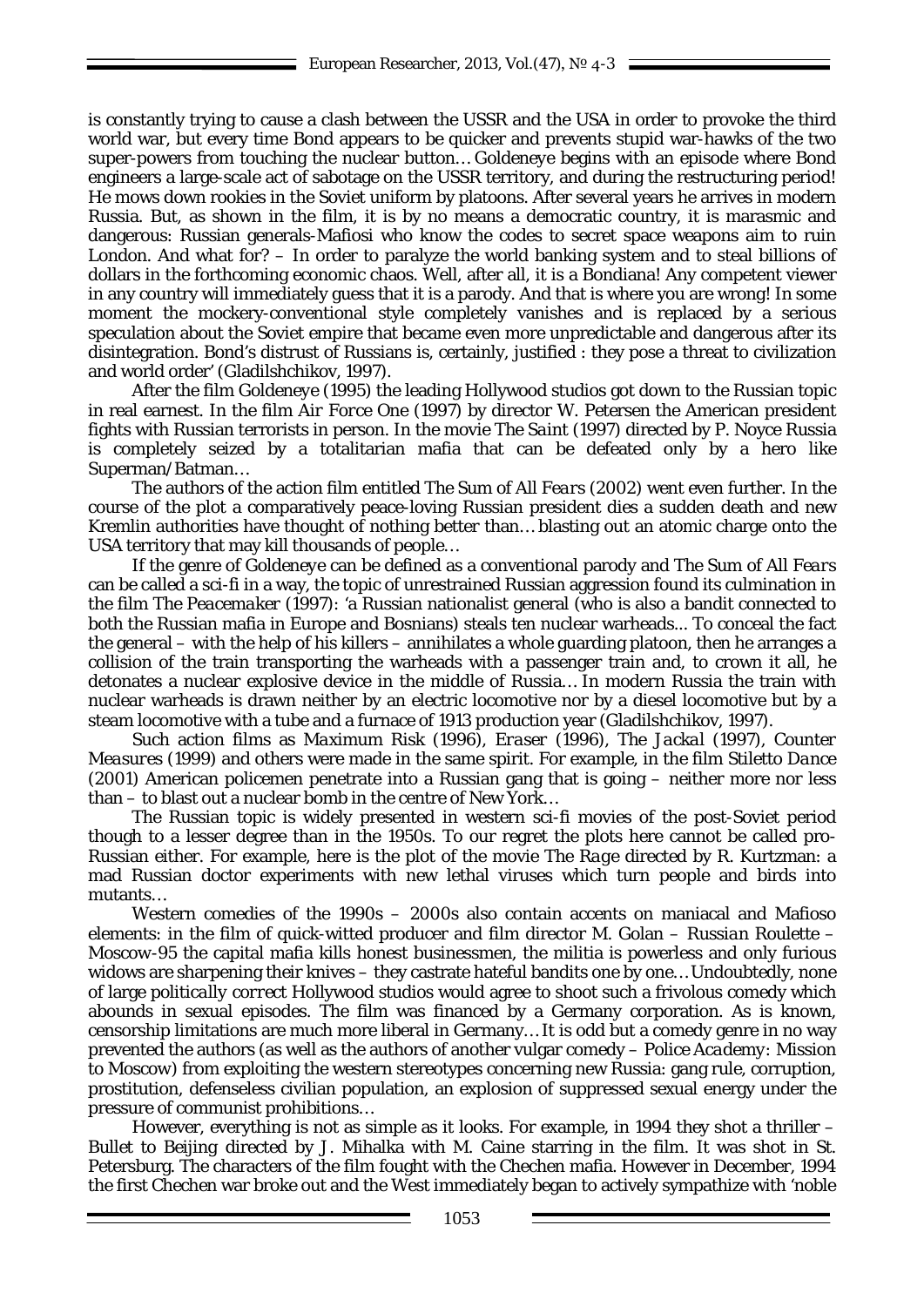is constantly trying to cause a clash between the USSR and the USA in order to provoke the third world war, but every time Bond appears to be quicker and prevents stupid war-hawks of the two super-powers from touching the nuclear button… *Goldeneye* begins with an episode where Bond engineers a large-scale act of sabotage on the USSR territory, and during the restructuring period! He mows down rookies in the Soviet uniform by platoons. After several years he arrives in modern Russia. But, as shown in the film, it is by no means a democratic country, it is marasmic and dangerous: Russian generals-Mafiosi who know the codes to secret space weapons aim to ruin London. And what for? – In order to paralyze the world banking system and to steal billions of dollars in the forthcoming economic chaos. Well, after all, it is a Bondiana! Any competent viewer in any country will immediately guess that it is a parody. And that is where you are wrong! In some moment the mockery-conventional style completely vanishes and is replaced by a serious speculation about the Soviet empire that became even more unpredictable and dangerous after its disintegration. Bond's distrust of Russians is, certainly, justified : they pose a threat to civilization and world order' (Gladilshchikov, 1997).

After the film *Goldeneye* (1995) the leading Hollywood studios got down to the Russian topic in real earnest. In the film *Air Force One* (1997) by director W. Petersen the American president fights with Russian terrorists in person. In the movie *The Saint* (1997) directed by P. Noyce Russia is completely seized by a totalitarian mafia that can be defeated only by a hero like Superman/Batman…

The authors of the action film entitled *The Sum of All Fears* (2002) went even further. In the course of the plot a comparatively peace-loving Russian president dies a sudden death and new Kremlin authorities have thought of nothing better than… blasting out an atomic charge onto the USA territory that may kill thousands of people…

If the genre of *Goldeneye* can be defined as a conventional parody and *The Sum of All Fears* can be called a sci-fi in a way, the topic of unrestrained Russian aggression found its culmination in the film *The Peacemaker* (1997): 'a Russian nationalist general (who is also a bandit connected to both the Russian mafia in Europe and Bosnians) steals ten nuclear warheads... To conceal the fact the general – with the help of his killers – annihilates a whole guarding platoon, then he arranges a collision of the train transporting the warheads with a passenger train and, to crown it all, he detonates a nuclear explosive device in the middle of Russia… In modern Russia the train with nuclear warheads is drawn neither by an electric locomotive nor by a diesel locomotive but by a steam locomotive with a tube and a furnace of 1913 production year (Gladilshchikov, 1997).

Such action films as *Maximum Risk* (1996), *Eraser* (1996), *The Jackal* (1997), *Counter Measures* (1999) and others were made in the same spirit. For example, in the film *Stiletto Dance* (2001) American policemen penetrate into a Russian gang that is going – neither more nor less than – to blast out a nuclear bomb in the centre of New York…

The Russian topic is widely presented in western sci-fi movies of the post-Soviet period though to a lesser degree than in the 1950s. To our regret the plots here cannot be called pro-Russian either. For example, here is the plot of the movie *The Rage* directed by R. Kurtzman: a mad Russian doctor experiments with new lethal viruses which turn people and birds into mutants…

Western comedies of the 1990s – 2000s also contain accents on maniacal and Mafioso elements: in the film of quick-witted producer and film director M. Golan – *Russian Roulette – Moscow-95* the capital mafia kills honest businessmen, the militia is powerless and only furious widows are sharpening their knives – they castrate hateful bandits one by one… Undoubtedly, none of large politically correct Hollywood studios would agree to shoot such a frivolous comedy which abounds in sexual episodes. The film was financed by a Germany corporation. As is known, censorship limitations are much more liberal in Germany… It is odd but a comedy genre in no way prevented the authors (as well as the authors of another vulgar comedy – *Police Academy: Mission to Moscow*) from exploiting the western stereotypes concerning new Russia: gang rule, corruption, prostitution, defenseless civilian population, an explosion of suppressed sexual energy under the pressure of communist prohibitions…

However, everything is not as simple as it looks. For example, in 1994 they shot a thriller – *Bullet to Beijing* directed by J. Mihalka with M. Caine starring in the film. It was shot in St. Petersburg. The characters of the film fought with the Chechen mafia. However in December, 1994 the first Chechen war broke out and the West immediately began to actively sympathize with 'noble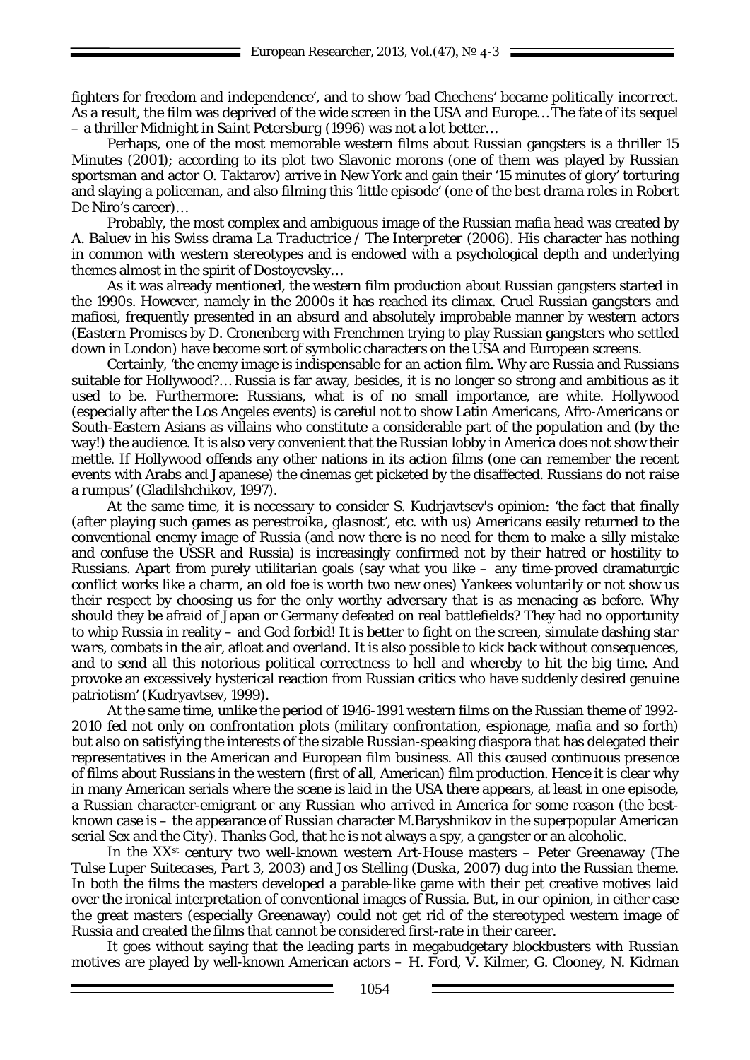fighters for freedom and independence', and to show 'bad Chechens' became *politically incorrect*. As a result, the film was deprived of the wide screen in the USA and Europe… The fate of its sequel – a thriller *Midnight in Saint Petersburg* (1996) was not a lot better…

Perhaps, one of the most memorable western films about Russian gangsters is a thriller *15 Minutes* (2001); according to its plot two Slavonic morons (one of them was played by Russian sportsman and actor O. Taktarov) arrive in New York and gain their '15 minutes of glory' torturing and slaying a policeman, and also filming this 'little episode' (one of the best drama roles in Robert De Niro's career)…

Probably, the most complex and ambiguous image of the Russian mafia head was created by A. Baluev in his Swiss drama *La Traductrice / The Interpreter* (2006). His character has nothing in common with western stereotypes and is endowed with a psychological depth and underlying themes almost in the spirit of Dostoyevsky…

As it was already mentioned, the western film production about Russian gangsters started in the 1990s. However, namely in the 2000s it has reached its climax. Cruel Russian gangsters and mafiosi, frequently presented in an absurd and absolutely improbable manner by western actors (*Eastern Promises* by D. Cronenberg with Frenchmen trying to play Russian gangsters who settled down in London) have become sort of symbolic characters on the USA and European screens.

Certainly, 'the enemy image is indispensable for an action film. Why are Russia and Russians suitable for Hollywood?… Russia is far away, besides, it is no longer so strong and ambitious as it used to be. Furthermore: Russians, what is of no small importance, are white. Hollywood (especially after the Los Angeles events) is careful not to show Latin Americans, Afro-Americans or South-Eastern Asians as villains who constitute a considerable part of the population and (by the way!) the audience. It is also very convenient that the Russian lobby in America does not show their mettle. If Hollywood offends any other nations in its action films (one can remember the recent events with Arabs and Japanese) the cinemas get picketed by the disaffected. Russians do not raise a rumpus' (Gladilshchikov, 1997).

At the same time, it is necessary to consider S. Kudrjavtsev's opinion: 'the fact that finally (after playing such games as *perestroika*, *glasnost*', etc. with us) Americans easily returned to the conventional enemy image of Russia (and now there is no need for them to make a silly mistake and confuse the USSR and Russia) is increasingly confirmed not by their hatred or hostility to Russians. Apart from purely utilitarian goals (say what you like – any time-proved dramaturgic conflict works like a charm, an old foe is worth two new ones) Yankees voluntarily or not show us their respect by choosing us for the only worthy adversary that is as menacing as before. Why should they be afraid of Japan or Germany defeated on real battlefields? They had no opportunity to whip Russia in reality – and God forbid! It is better to fight on the screen, simulate dashing *star wars*, combats in the air, afloat and overland. It is also possible to *kick back* without consequences, and to send all this notorious political correctness to hell and whereby to hit the big time. And provoke an excessively hysterical reaction from Russian critics who have suddenly desired genuine patriotism' (Kudryavtsev, 1999).

At the same time, unlike the period of 1946-1991 western films on the Russian theme of 1992-2010 fed not only on confrontation plots (military confrontation, espionage, mafia and so forth) but also on satisfying the interests of the sizable Russian-speaking diaspora that has delegated their representatives in the American and European film business. All this caused continuous presence of films about Russians in the western (first of all, American) film production. Hence it is clear why in many American serials where the scene is laid in the USA there appears, at least in one episode, a Russian character-emigrant or any Russian who arrived in America for some reason (the best-known case is – the appearance of Russian character M.Baryshnikov in the superpopular American serial *Sex and the City*). Thanks God, that he is not always a spy, a gangster or an alcoholic.

In the XX[st] century two well-known western Art-House masters – Peter Greenaway (*The Tulse Luper Suitecases, Part 3*, 2003) and Jos Stelling (*Duska*, 2007) dug into the Russian theme. In both the films the masters developed a parable-like game with their pet creative motives laid over the ironical interpretation of conventional images of Russia. But, in our opinion, in either case the great masters (especially Greenaway) could not get rid of the stereotyped western image of Russia and created the films that cannot be considered first-rate in their career.

It goes without saying that the leading parts in megabudgetary blockbusters with *Russian* motives are played by well-known American actors – H. Ford, V. Kilmer, G. Clooney, N. Kidman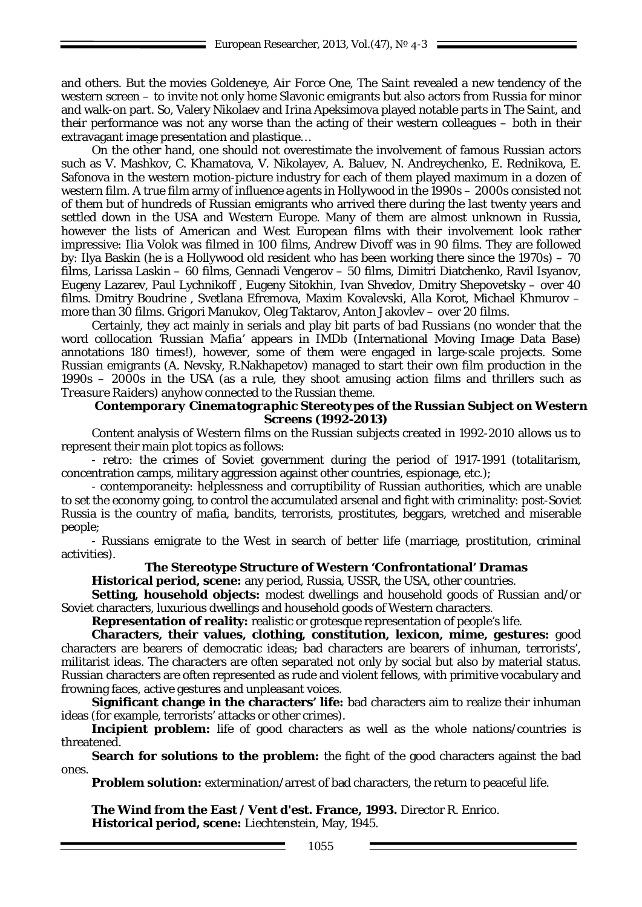and others. But the movies *Goldeneye*, *Air Force One*, *The Saint* revealed a new tendency of the western screen – to invite not only home Slavonic emigrants but also actors from Russia for minor and walk-on part. So, Valery Nikolaev and Irina Apeksimova played notable parts in *The Saint*, and their performance was not any worse than the acting of their western colleagues – both in their extravagant image presentation and plastique…

On the other hand, one should not overestimate the involvement of famous Russian actors such as V. Mashkov, C. Khamatova, V. Nikolayev, A. Baluev, N. Andreychenko, E. Rednikova, E. Safonova in the western motion-picture industry for each of them played maximum in a dozen of western film. A true film army of *influence agents* in Hollywood in the 1990s – 2000s consisted not of them but of hundreds of Russian emigrants who arrived there during the last twenty years and settled down in the USA and Western Europe. Many of them are almost unknown in Russia, however the lists of American and West European films with their involvement look rather impressive: Ilia Volok was filmed in 100 films, Andrew Divoff was in 90 films. They are followed by: Ilya Baskin (he is a Hollywood old resident who has been working there since the 1970s) – 70 films, Larissa Laskin – 60 films, Gennadi Vengerov – 50 films, Dimitri Diatchenko, Ravil Isyanov, Eugeny Lazarev, Paul Lychnikoff , Eugeny Sitokhin, Ivan Shvedov, Dmitry Shepovetsky – over 40 films. Dmitry Boudrine , Svetlana Efremova, Maxim Kovalevski, Alla Korot, Michael Khmurov – more than 30 films. Grigori Manukov, Oleg Taktarov, Anton Jakovlev – over 20 films.

Certainly, they act mainly in serials and play bit parts of *bad Russians* (no wonder that the word collocation *'Russian Mafia'* appears in IMDb (International Moving Image Data Base) annotations 180 times!), however, some of them were engaged in large-scale projects. Some Russian emigrants (A. Nevsky, R.Nakhapetov) managed to start their own film production in the 1990s – 2000s in the USA (as a rule, they shoot amusing action films and thrillers such as *Treasure Raiders*) anyhow connected to the Russian theme.

### *Contemporary Cinematographic Stereotypes of the Russian Subject on Western Screens (1992-2013)*

Content analysis of Western films on the Russian subjects created in 1992-2010 allows us to represent their main plot topics as follows:

- retro: the crimes of Soviet government during the period of 1917-1991 (totalitarism, concentration camps, military aggression against other countries, espionage, etc.);
- contemporaneity: helplessness and corruptibility of Russian authorities, which are unable to set the economy going, to control the accumulated arsenal and fight with criminality: post-Soviet Russia is the country of mafia, bandits, terrorists, prostitutes, beggars, wretched and miserable people;
- Russians emigrate to the West in search of better life (marriage, prostitution, criminal activities).

### The Stereotype Structure of Western 'Confrontational' Dramas

**Historical period, scene:** any period, Russia, USSR, the USA, other countries.

**Setting, household objects:** modest dwellings and household goods of Russian and/or Soviet characters, luxurious dwellings and household goods of Western characters.

**Representation of reality:** realistic or grotesque representation of people's life.

**Characters, their values, clothing, constitution, lexicon, mime, gestures:** good characters are bearers of democratic ideas; bad characters are bearers of inhuman, terrorists', militarist ideas. The characters are often separated not only by social but also by material status. Russian characters are often represented as rude and violent fellows, with primitive vocabulary and frowning faces, active gestures and unpleasant voices.

**Significant change in the characters' life:** bad characters aim to realize their inhuman ideas (for example, terrorists' attacks or other crimes).

**Incipient problem:** life of good characters as well as the whole nations/countries is threatened.

**Search for solutions to the problem:** the fight of the good characters against the bad ones.

**Problem solution:** extermination/arrest of bad characters, the return to peaceful life.

**The Wind from the East / Vent d'est. France, 1993.** Director R. Enrico.
**Historical period, scene:** Liechtenstein, May, 1945.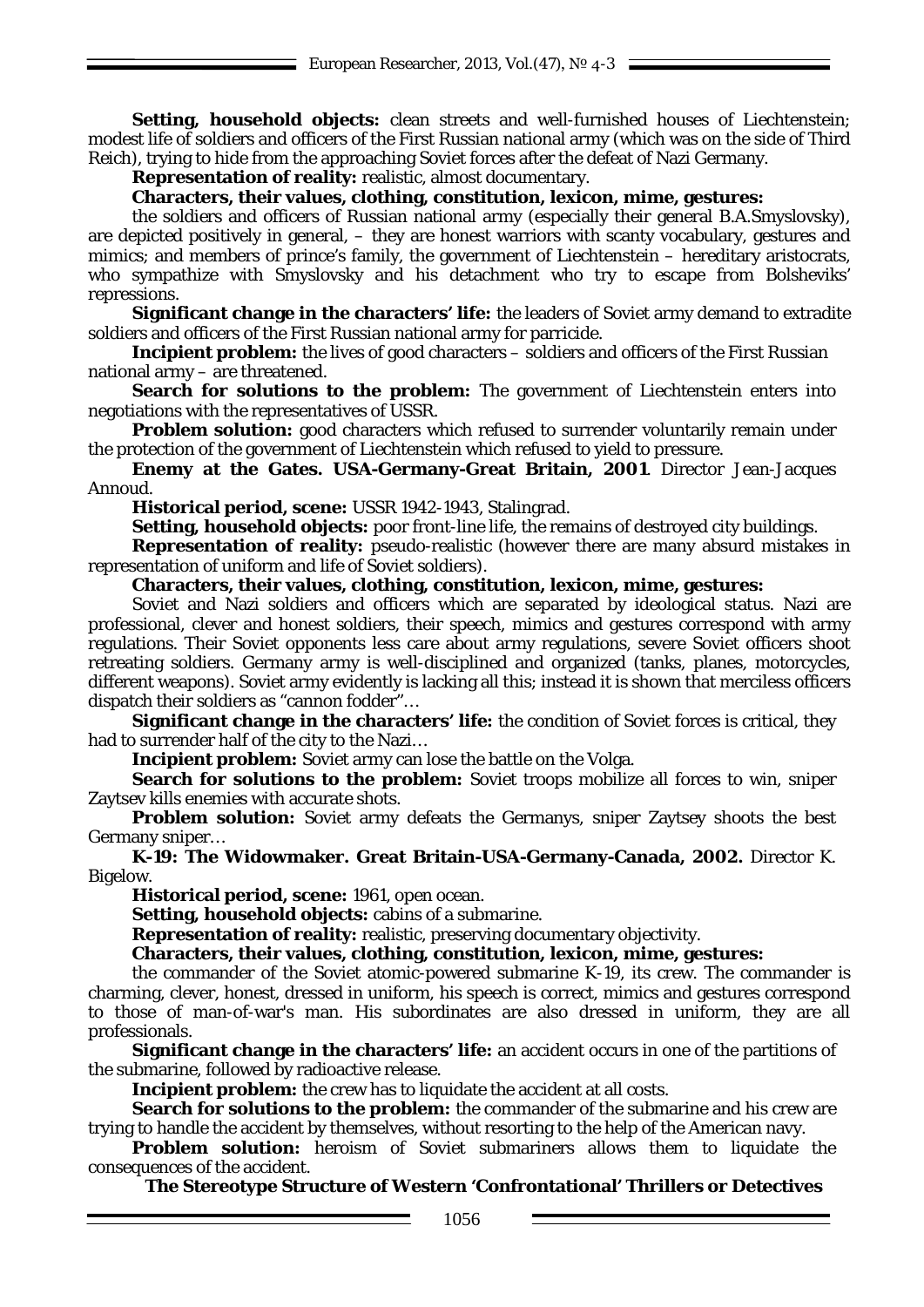**Setting, household objects:** clean streets and well-furnished houses of Liechtenstein; modest life of soldiers and officers of the First Russian national army (which was on the side of Third Reich), trying to hide from the approaching Soviet forces after the defeat of Nazi Germany.

**Representation of reality:** realistic, almost documentary.

**Characters, their values, clothing, constitution, lexicon, mime, gestures:**

the soldiers and officers of Russian national army (especially their general B.A.Smyslovsky), are depicted positively in general, – they are honest warriors with scanty vocabulary, gestures and mimics; and members of prince's family, the government of Liechtenstein – hereditary aristocrats, who sympathize with Smyslovsky and his detachment who try to escape from Bolsheviks' repressions.

**Significant change in the characters' life:** the leaders of Soviet army demand to extradite soldiers and officers of the First Russian national army for parricide.

**Incipient problem:** the lives of good characters – soldiers and officers of the First Russian national army – are threatened.

**Search for solutions to the problem:** The government of Liechtenstein enters into negotiations with the representatives of USSR.

**Problem solution:** good characters which refused to surrender voluntarily remain under the protection of the government of Liechtenstein which refused to yield to pressure.

**Enemy at the Gates. USA-Germany-Great Britain, 2001**. Director Jean-Jacques Annoud.

**Historical period, scene:** USSR 1942-1943, Stalingrad.

**Setting, household objects:** poor front-line life, the remains of destroyed city buildings.

**Representation of reality:** pseudo-realistic (however there are many absurd mistakes in representation of uniform and life of Soviet soldiers).

**Characters, their values, clothing, constitution, lexicon, mime, gestures:**

Soviet and Nazi soldiers and officers which are separated by ideological status. Nazi are professional, clever and honest soldiers, their speech, mimics and gestures correspond with army regulations. Their Soviet opponents less care about army regulations, severe Soviet officers shoot retreating soldiers. Germany army is well-disciplined and organized (tanks, planes, motorcycles, different weapons). Soviet army evidently is lacking all this; instead it is shown that merciless officers dispatch their soldiers as "cannon fodder"…

**Significant change in the characters' life:** the condition of Soviet forces is critical, they had to surrender half of the city to the Nazi…

**Incipient problem:** Soviet army can lose the battle on the Volga.

**Search for solutions to the problem:** Soviet troops mobilize all forces to win, sniper Zaytsev kills enemies with accurate shots.

**Problem solution:** Soviet army defeats the Germanys, sniper Zaytsey shoots the best Germany sniper…

**K-19: The Widowmaker. Great Britain-USA-Germany-Canada, 2002.** Director K. Bigelow.

**Historical period, scene:** 1961, open ocean.

**Setting, household objects:** cabins of a submarine.

**Representation of reality:** realistic, preserving documentary objectivity.

**Characters, their values, clothing, constitution, lexicon, mime, gestures:**

the commander of the Soviet atomic-powered submarine K-19, its crew. The commander is charming, clever, honest, dressed in uniform, his speech is correct, mimics and gestures correspond to those of man-of-war's man. His subordinates are also dressed in uniform, they are all professionals.

**Significant change in the characters' life:** an accident occurs in one of the partitions of the submarine, followed by radioactive release.

**Incipient problem:** the crew has to liquidate the accident at all costs.

**Search for solutions to the problem:** the commander of the submarine and his crew are trying to handle the accident by themselves, without resorting to the help of the American navy.

**Problem solution:** heroism of Soviet submariners allows them to liquidate the consequences of the accident.

**The Stereotype Structure of Western 'Confrontational' Thrillers or Detectives**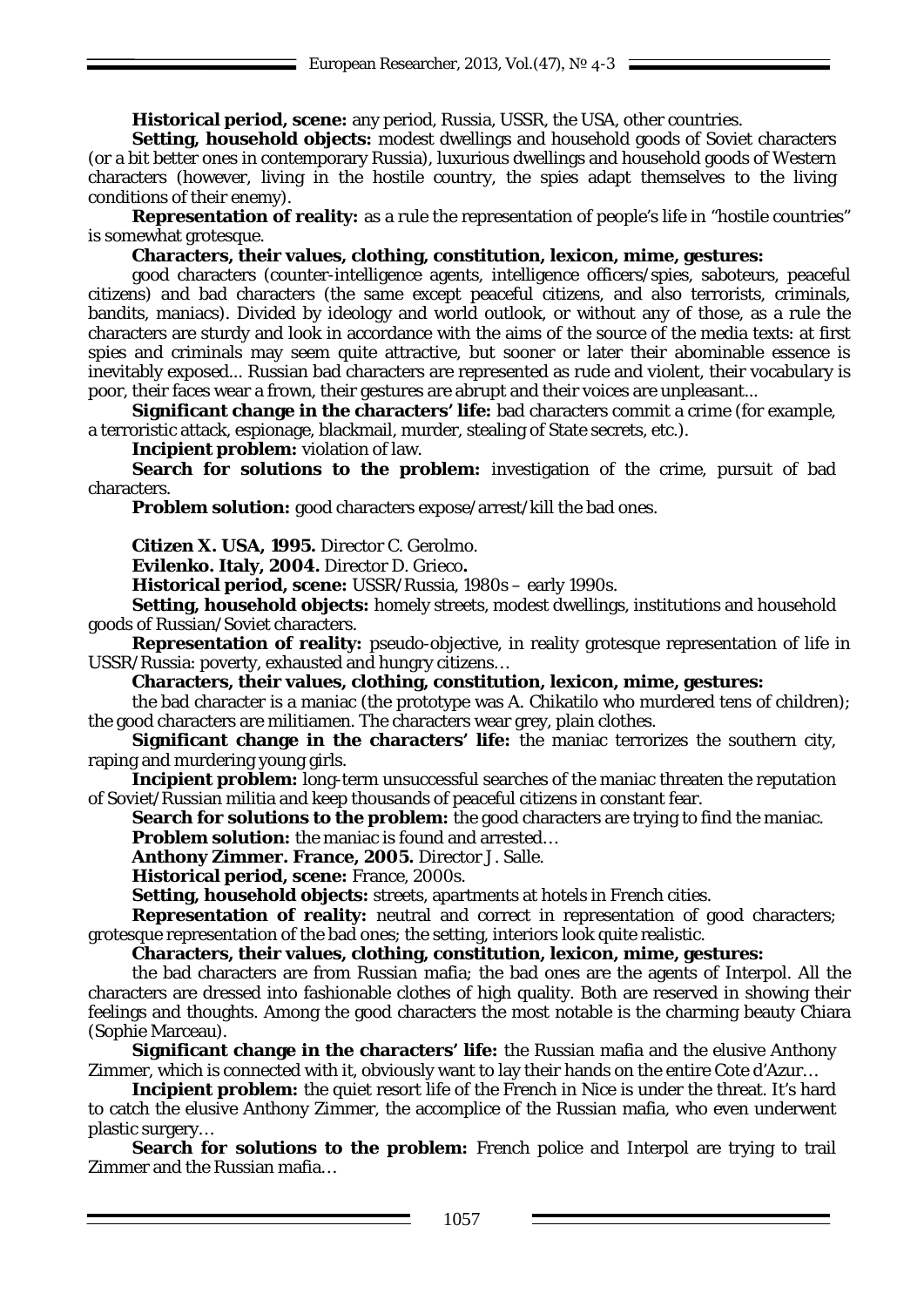**Historical period, scene:** any period, Russia, USSR, the USA, other countries.

**Setting, household objects:** modest dwellings and household goods of Soviet characters (or a bit better ones in contemporary Russia), luxurious dwellings and household goods of Western characters (however, living in the hostile country, the spies adapt themselves to the living conditions of their enemy).

**Representation of reality:** as a rule the representation of people's life in "hostile countries" is somewhat grotesque.

**Characters, their values, clothing, constitution, lexicon, mime, gestures:**

good characters (counter-intelligence agents, intelligence officers/spies, saboteurs, peaceful citizens) and bad characters (the same except peaceful citizens, and also terrorists, criminals, bandits, maniacs). Divided by ideology and world outlook, or without any of those, as a rule the characters are sturdy and look in accordance with the aims of the source of the media texts: at first spies and criminals may seem quite attractive, but sooner or later their abominable essence is inevitably exposed... Russian bad characters are represented as rude and violent, their vocabulary is poor, their faces wear a frown, their gestures are abrupt and their voices are unpleasant...

**Significant change in the characters' life:** bad characters commit a crime (for example, a terroristic attack, espionage, blackmail, murder, stealing of State secrets, etc.).

**Incipient problem:** violation of law.

**Search for solutions to the problem:** investigation of the crime, pursuit of bad characters.

**Problem solution:** good characters expose/arrest/kill the bad ones.

**Citizen X. USA, 1995.** Director C. Gerolmo.

**Evilenko. Italy, 2004.** Director D. Grieco**.**

**Historical period, scene:** USSR/Russia, 1980s – early 1990s.

**Setting, household objects:** homely streets, modest dwellings, institutions and household goods of Russian/Soviet characters.

**Representation of reality:** pseudo-objective, in reality grotesque representation of life in USSR/Russia: poverty, exhausted and hungry citizens…

**Characters, their values, clothing, constitution, lexicon, mime, gestures:**

the bad character is a maniac (the prototype was A. Chikatilo who murdered tens of children); the good characters are militiamen. The characters wear grey, plain clothes.

**Significant change in the characters' life:** the maniac terrorizes the southern city, raping and murdering young girls.

**Incipient problem:** long-term unsuccessful searches of the maniac threaten the reputation of Soviet/Russian militia and keep thousands of peaceful citizens in constant fear.

**Search for solutions to the problem:** the good characters are trying to find the maniac.

**Problem solution:** the maniac is found and arrested…

**Anthony Zimmer. France, 2005.** Director J. Salle.

**Historical period, scene:** France, 2000s.

**Setting, household objects:** streets, apartments at hotels in French cities.

**Representation of reality:** neutral and correct in representation of good characters; grotesque representation of the bad ones; the setting, interiors look quite realistic.

**Characters, their values, clothing, constitution, lexicon, mime, gestures:**

the bad characters are from Russian mafia; the bad ones are the agents of Interpol. All the characters are dressed into fashionable clothes of high quality. Both are reserved in showing their feelings and thoughts. Among the good characters the most notable is the charming beauty Chiara (Sophie Marceau).

**Significant change in the characters' life:** the Russian mafia and the elusive Anthony Zimmer, which is connected with it, obviously want to lay their hands on the entire Cote d'Azur…

**Incipient problem:** the quiet resort life of the French in Nice is under the threat. It's hard to catch the elusive Anthony Zimmer, the accomplice of the Russian mafia, who even underwent plastic surgery…

**Search for solutions to the problem:** French police and Interpol are trying to trail Zimmer and the Russian mafia…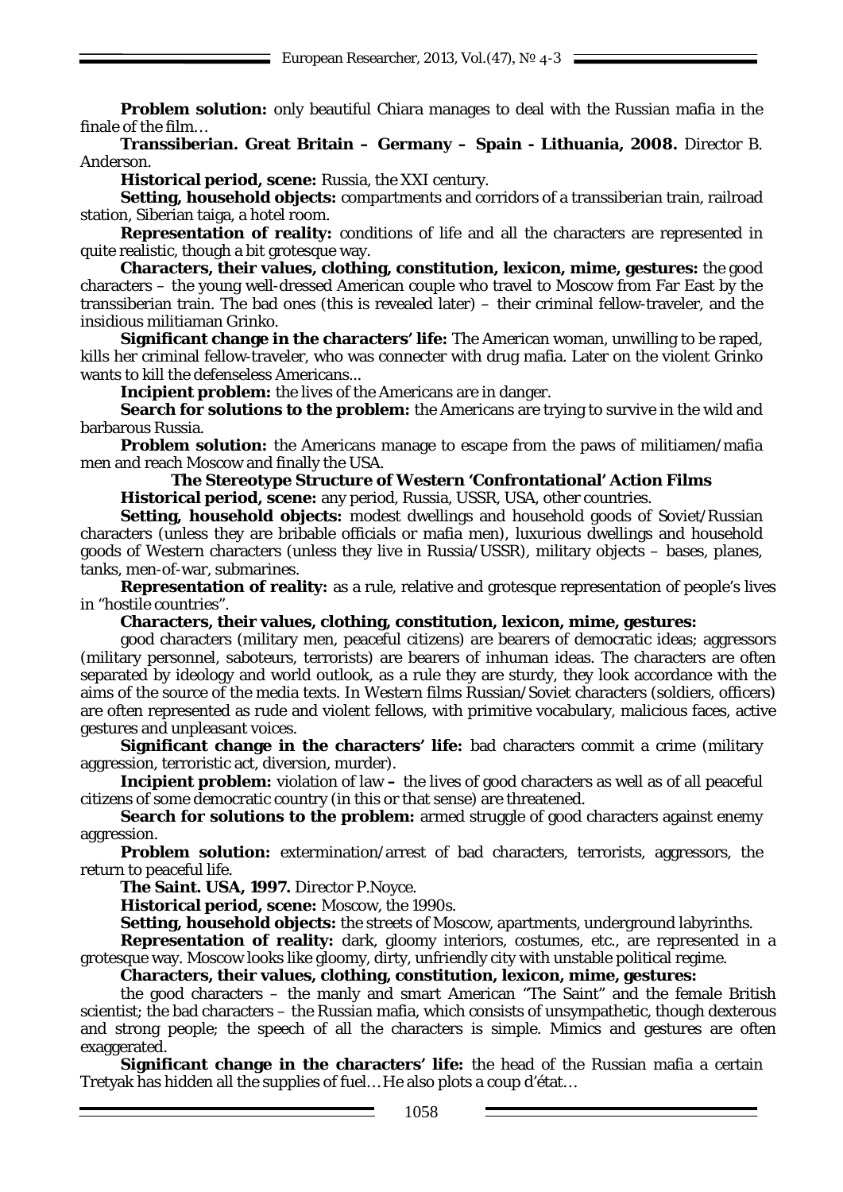**Problem solution:** only beautiful Chiara manages to deal with the Russian mafia in the finale of the film…

**Transsiberian. Great Britain – Germany – Spain - Lithuania, 2008.** Director B. Anderson.

**Historical period, scene:** Russia, the XXI century.

**Setting, household objects:** compartments and corridors of a transsiberian train, railroad station, Siberian taiga, a hotel room.

**Representation of reality:** conditions of life and all the characters are represented in quite realistic, though a bit grotesque way.

**Characters, their values, clothing, constitution, lexicon, mime, gestures:** the good characters – the young well-dressed American couple who travel to Moscow from Far East by the transsiberian train. The bad ones (this is revealed later) – their criminal fellow-traveler, and the insidious militiaman Grinko.

**Significant change in the characters' life:** The American woman, unwilling to be raped, kills her criminal fellow-traveler, who was connecter with drug mafia. Later on the violent Grinko wants to kill the defenseless Americans...

**Incipient problem:** the lives of the Americans are in danger.

**Search for solutions to the problem:** the Americans are trying to survive in the wild and barbarous Russia.

**Problem solution:** the Americans manage to escape from the paws of militiamen/mafia men and reach Moscow and finally the USA.

**The Stereotype Structure of Western 'Confrontational' Action Films**

**Historical period, scene:** any period, Russia, USSR, USA, other countries.

**Setting, household objects:** modest dwellings and household goods of Soviet/Russian characters (unless they are bribable officials or mafia men), luxurious dwellings and household goods of Western characters (unless they live in Russia/USSR), military objects – bases, planes, tanks, men-of-war, submarines.

**Representation of reality:** as a rule, relative and grotesque representation of people's lives in "hostile countries".

**Characters, their values, clothing, constitution, lexicon, mime, gestures:**

good characters (military men, peaceful citizens) are bearers of democratic ideas; aggressors (military personnel, saboteurs, terrorists) are bearers of inhuman ideas. The characters are often separated by ideology and world outlook, as a rule they are sturdy, they look accordance with the aims of the source of the media texts. In Western films Russian/Soviet characters (soldiers, officers) are often represented as rude and violent fellows, with primitive vocabulary, malicious faces, active gestures and unpleasant voices.

**Significant change in the characters' life:** bad characters commit a crime (military aggression, terroristic act, diversion, murder).

**Incipient problem:** violation of law **–** the lives of good characters as well as of all peaceful citizens of some democratic country (in this or that sense) are threatened.

**Search for solutions to the problem:** armed struggle of good characters against enemy aggression.

**Problem solution:** extermination/arrest of bad characters, terrorists, aggressors, the return to peaceful life.

**The Saint. USA, 1997.** Director P.Noyce.

**Historical period, scene:** Moscow, the 1990s.

**Setting, household objects:** the streets of Moscow, apartments, underground labyrinths.

**Representation of reality:** dark, gloomy interiors, costumes, etc., are represented in a grotesque way. Moscow looks like gloomy, dirty, unfriendly city with unstable political regime.

**Characters, their values, clothing, constitution, lexicon, mime, gestures:**

the good characters – the manly and smart American "The Saint" and the female British scientist; the bad characters – the Russian mafia, which consists of unsympathetic, though dexterous and strong people; the speech of all the characters is simple. Mimics and gestures are often exaggerated.

**Significant change in the characters' life:** the head of the Russian mafia a certain Tretyak has hidden all the supplies of fuel… He also plots a coup d'état…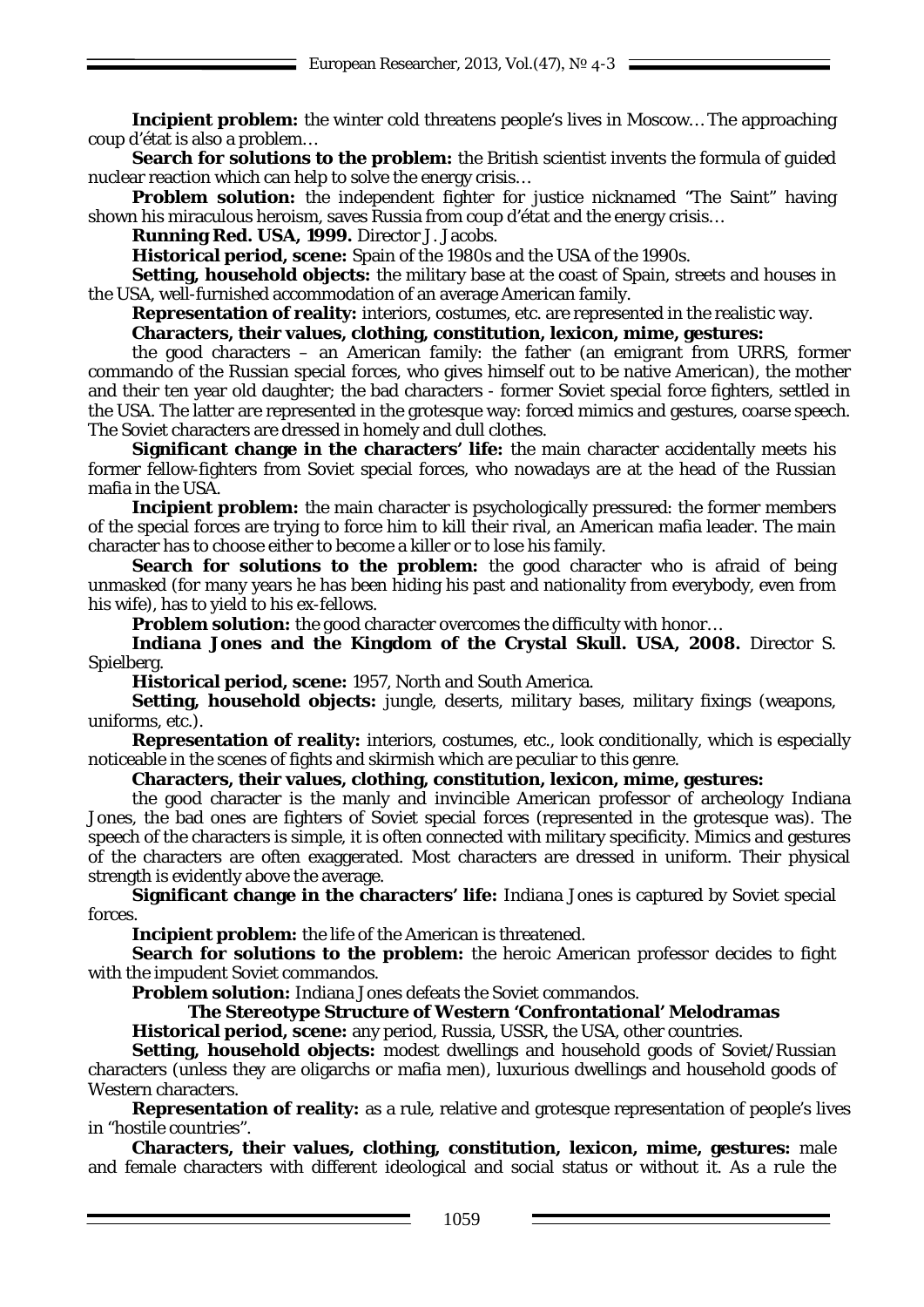**Incipient problem:** the winter cold threatens people's lives in Moscow… The approaching coup d'état is also a problem…

**Search for solutions to the problem:** the British scientist invents the formula of guided nuclear reaction which can help to solve the energy crisis…

**Problem solution:** the independent fighter for justice nicknamed "The Saint" having shown his miraculous heroism, saves Russia from coup d'état and the energy crisis…

**Running Red. USA, 1999.** Director J. Jacobs.

**Historical period, scene:** Spain of the 1980s and the USA of the 1990s.

**Setting, household objects:** the military base at the coast of Spain, streets and houses in the USA, well-furnished accommodation of an average American family.

**Representation of reality:** interiors, costumes, etc. are represented in the realistic way.

**Characters, their values, clothing, constitution, lexicon, mime, gestures:**

the good characters – an American family: the father (an emigrant from URRS, former commando of the Russian special forces, who gives himself out to be native American), the mother and their ten year old daughter; the bad characters - former Soviet special force fighters, settled in the USA. The latter are represented in the grotesque way: forced mimics and gestures, coarse speech. The Soviet characters are dressed in homely and dull clothes.

**Significant change in the characters' life:** the main character accidentally meets his former fellow-fighters from Soviet special forces, who nowadays are at the head of the Russian mafia in the USA.

**Incipient problem:** the main character is psychologically pressured: the former members of the special forces are trying to force him to kill their rival, an American mafia leader. The main character has to choose either to become a killer or to lose his family.

**Search for solutions to the problem:** the good character who is afraid of being unmasked (for many years he has been hiding his past and nationality from everybody, even from his wife), has to yield to his ex-fellows.

**Problem solution:** the good character overcomes the difficulty with honor…

**Indiana Jones and the Kingdom of the Crystal Skull. USA, 2008.** Director S. Spielberg.

**Historical period, scene:** 1957, North and South America.

**Setting, household objects:** jungle, deserts, military bases, military fixings (weapons, uniforms, etc.).

**Representation of reality:** interiors, costumes, etc., look conditionally, which is especially noticeable in the scenes of fights and skirmish which are peculiar to this genre.

**Characters, their values, clothing, constitution, lexicon, mime, gestures:**

the good character is the manly and invincible American professor of archeology Indiana Jones, the bad ones are fighters of Soviet special forces (represented in the grotesque was). The speech of the characters is simple, it is often connected with military specificity. Mimics and gestures of the characters are often exaggerated. Most characters are dressed in uniform. Their physical strength is evidently above the average.

**Significant change in the characters' life:** Indiana Jones is captured by Soviet special forces.

**Incipient problem:** the life of the American is threatened.

**Search for solutions to the problem:** the heroic American professor decides to fight with the impudent Soviet commandos.

**Problem solution:** Indiana Jones defeats the Soviet commandos.

### The Stereotype Structure of Western 'Confrontational' Melodramas

**Historical period, scene:** any period, Russia, USSR, the USA, other countries.

**Setting, household objects:** modest dwellings and household goods of Soviet/Russian characters (unless they are oligarchs or mafia men), luxurious dwellings and household goods of Western characters.

**Representation of reality:** as a rule, relative and grotesque representation of people's lives in "hostile countries".

**Characters, their values, clothing, constitution, lexicon, mime, gestures:** male and female characters with different ideological and social status or without it. As a rule the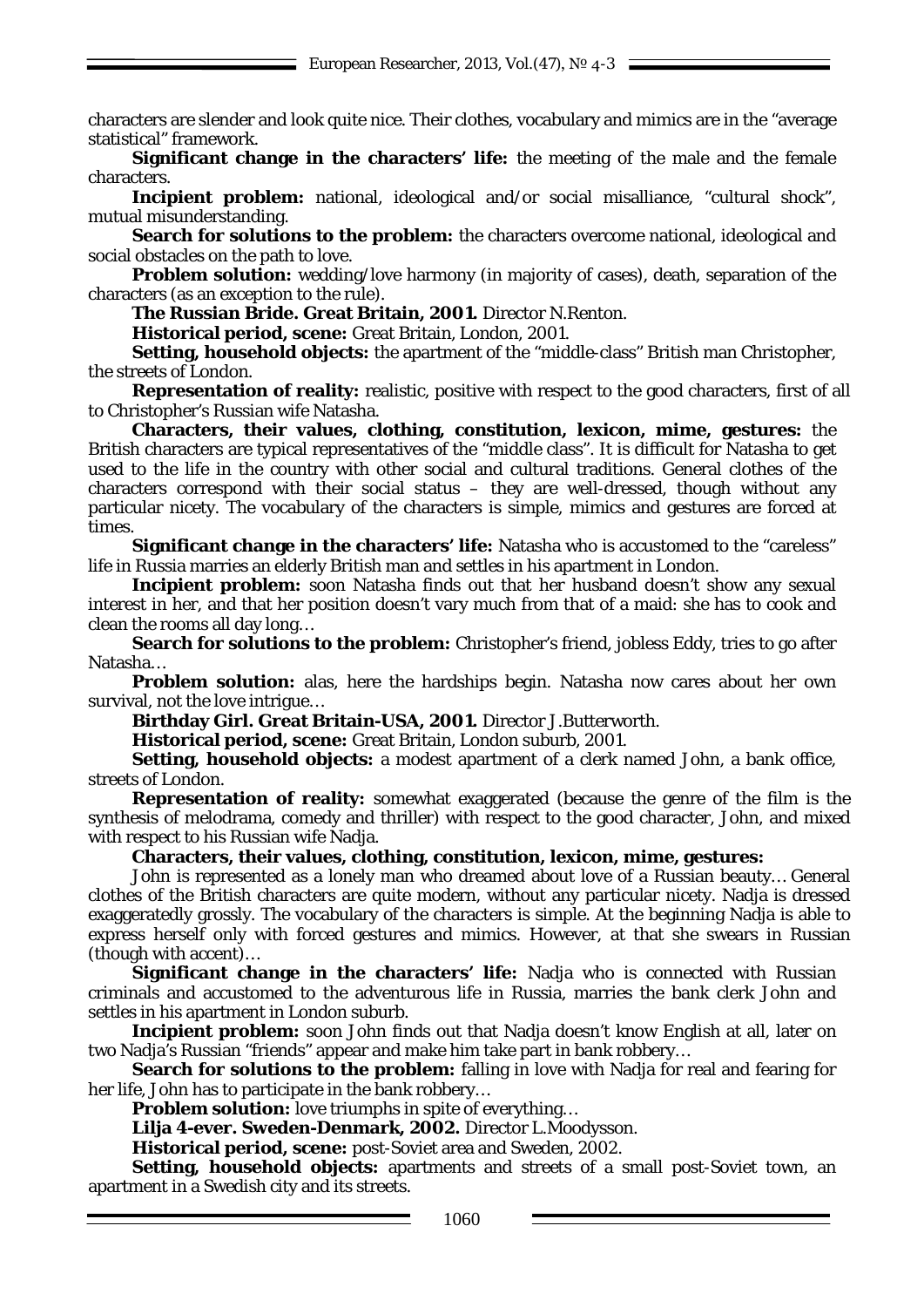characters are slender and look quite nice. Their clothes, vocabulary and mimics are in the "average statistical" framework.

**Significant change in the characters' life:** the meeting of the male and the female characters.

**Incipient problem:** national, ideological and/or social misalliance, "cultural shock", mutual misunderstanding.

**Search for solutions to the problem:** the characters overcome national, ideological and social obstacles on the path to love.

**Problem solution:** wedding/love harmony (in majority of cases), death, separation of the characters (as an exception to the rule).

**The Russian Bride. Great Britain, 2001.** Director N.Renton.

**Historical period, scene:** Great Britain, London, 2001.

**Setting, household objects:** the apartment of the "middle-class" British man Christopher, the streets of London.

**Representation of reality:** realistic, positive with respect to the good characters, first of all to Christopher's Russian wife Natasha.

**Characters, their values, clothing, constitution, lexicon, mime, gestures:** the British characters are typical representatives of the "middle class". It is difficult for Natasha to get used to the life in the country with other social and cultural traditions. General clothes of the characters correspond with their social status – they are well-dressed, though without any particular nicety. The vocabulary of the characters is simple, mimics and gestures are forced at times.

**Significant change in the characters' life:** Natasha who is accustomed to the "careless" life in Russia marries an elderly British man and settles in his apartment in London.

**Incipient problem:** soon Natasha finds out that her husband doesn't show any sexual interest in her, and that her position doesn't vary much from that of a maid: she has to cook and clean the rooms all day long…

**Search for solutions to the problem:** Christopher's friend, jobless Eddy, tries to go after Natasha…

**Problem solution:** alas, here the hardships begin. Natasha now cares about her own survival, not the love intrigue…

**Birthday Girl. Great Britain-USA, 2001.** Director J.Butterworth.

**Historical period, scene:** Great Britain, London suburb, 2001.

**Setting, household objects:** a modest apartment of a clerk named John, a bank office, streets of London.

**Representation of reality:** somewhat exaggerated (because the genre of the film is the synthesis of melodrama, comedy and thriller) with respect to the good character, John, and mixed with respect to his Russian wife Nadja.

**Characters, their values, clothing, constitution, lexicon, mime, gestures:**

John is represented as a lonely man who dreamed about love of a Russian beauty… General clothes of the British characters are quite modern, without any particular nicety. Nadja is dressed exaggeratedly grossly. The vocabulary of the characters is simple. At the beginning Nadja is able to express herself only with forced gestures and mimics. However, at that she swears in Russian (though with accent)…

**Significant change in the characters' life:** Nadja who is connected with Russian criminals and accustomed to the adventurous life in Russia, marries the bank clerk John and settles in his apartment in London suburb.

**Incipient problem:** soon John finds out that Nadja doesn't know English at all, later on two Nadja's Russian "friends" appear and make him take part in bank robbery…

**Search for solutions to the problem:** falling in love with Nadja for real and fearing for her life, John has to participate in the bank robbery…

**Problem solution:** love triumphs in spite of everything…

**Lilja 4-ever. Sweden-Denmark, 2002.** Director L.Moodysson.

**Historical period, scene:** post-Soviet area and Sweden, 2002.

**Setting, household objects:** apartments and streets of a small post-Soviet town, an apartment in a Swedish city and its streets.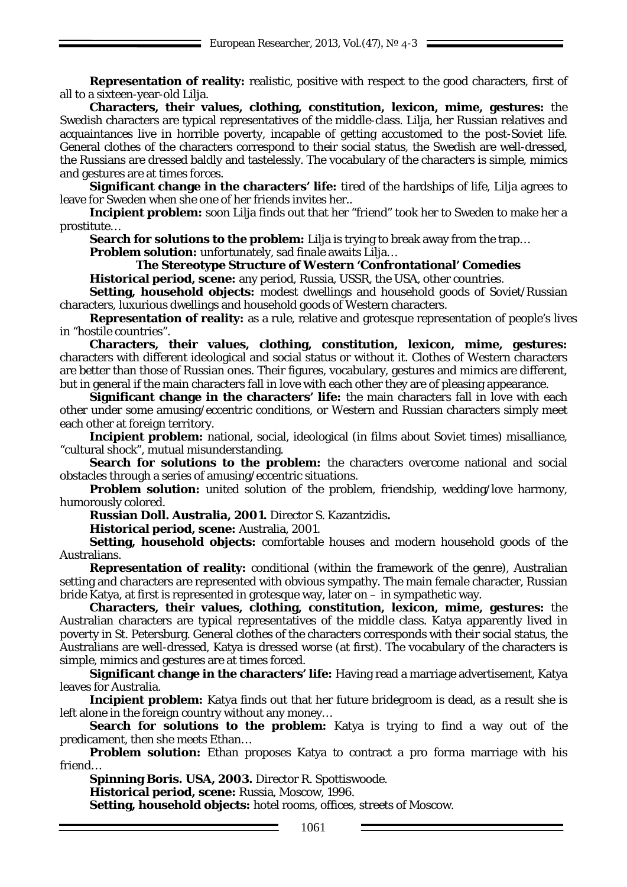**Representation of reality:** realistic, positive with respect to the good characters, first of all to a sixteen-year-old Lilja.

**Characters, their values, clothing, constitution, lexicon, mime, gestures:** the Swedish characters are typical representatives of the middle-class. Lilja, her Russian relatives and acquaintances live in horrible poverty, incapable of getting accustomed to the post-Soviet life. General clothes of the characters correspond to their social status, the Swedish are well-dressed, the Russians are dressed baldly and tastelessly. The vocabulary of the characters is simple, mimics and gestures are at times forces.

**Significant change in the characters' life:** tired of the hardships of life, Lilja agrees to leave for Sweden when she one of her friends invites her..

**Incipient problem:** soon Lilja finds out that her "friend" took her to Sweden to make her a prostitute…

**Search for solutions to the problem:** Lilja is trying to break away from the trap…

**Problem solution:** unfortunately, sad finale awaits Lilja…

**The Stereotype Structure of Western 'Confrontational' Comedies**

**Historical period, scene:** any period, Russia, USSR, the USA, other countries.

**Setting, household objects:** modest dwellings and household goods of Soviet/Russian characters, luxurious dwellings and household goods of Western characters.

**Representation of reality:** as a rule, relative and grotesque representation of people's lives in "hostile countries".

**Characters, their values, clothing, constitution, lexicon, mime, gestures:** characters with different ideological and social status or without it. Clothes of Western characters are better than those of Russian ones. Their figures, vocabulary, gestures and mimics are different, but in general if the main characters fall in love with each other they are of pleasing appearance.

**Significant change in the characters' life:** the main characters fall in love with each other under some amusing/eccentric conditions, or Western and Russian characters simply meet each other at foreign territory.

**Incipient problem:** national, social, ideological (in films about Soviet times) misalliance, "cultural shock", mutual misunderstanding.

**Search for solutions to the problem:** the characters overcome national and social obstacles through a series of amusing/eccentric situations.

**Problem solution:** united solution of the problem, friendship, wedding/love harmony, humorously colored.

**Russian Doll. Australia, 2001.** Director S. Kazantzidis**.**

**Historical period, scene:** Australia, 2001.

**Setting, household objects:** comfortable houses and modern household goods of the Australians.

**Representation of reality:** conditional (within the framework of the genre), Australian setting and characters are represented with obvious sympathy. The main female character, Russian bride Katya, at first is represented in grotesque way, later on – in sympathetic way.

**Characters, their values, clothing, constitution, lexicon, mime, gestures:** the Australian characters are typical representatives of the middle class. Katya apparently lived in poverty in St. Petersburg. General clothes of the characters corresponds with their social status, the Australians are well-dressed, Katya is dressed worse (at first). The vocabulary of the characters is simple, mimics and gestures are at times forced.

**Significant change in the characters' life:** Having read a marriage advertisement, Katya leaves for Australia.

**Incipient problem:** Katya finds out that her future bridegroom is dead, as a result she is left alone in the foreign country without any money…

**Search for solutions to the problem:** Katya is trying to find a way out of the predicament, then she meets Ethan…

**Problem solution:** Ethan proposes Katya to contract a pro forma marriage with his friend…

**Spinning Boris. USA, 2003.** Director R. Spottiswoode.

**Historical period, scene:** Russia, Moscow, 1996.

**Setting, household objects:** hotel rooms, offices, streets of Moscow.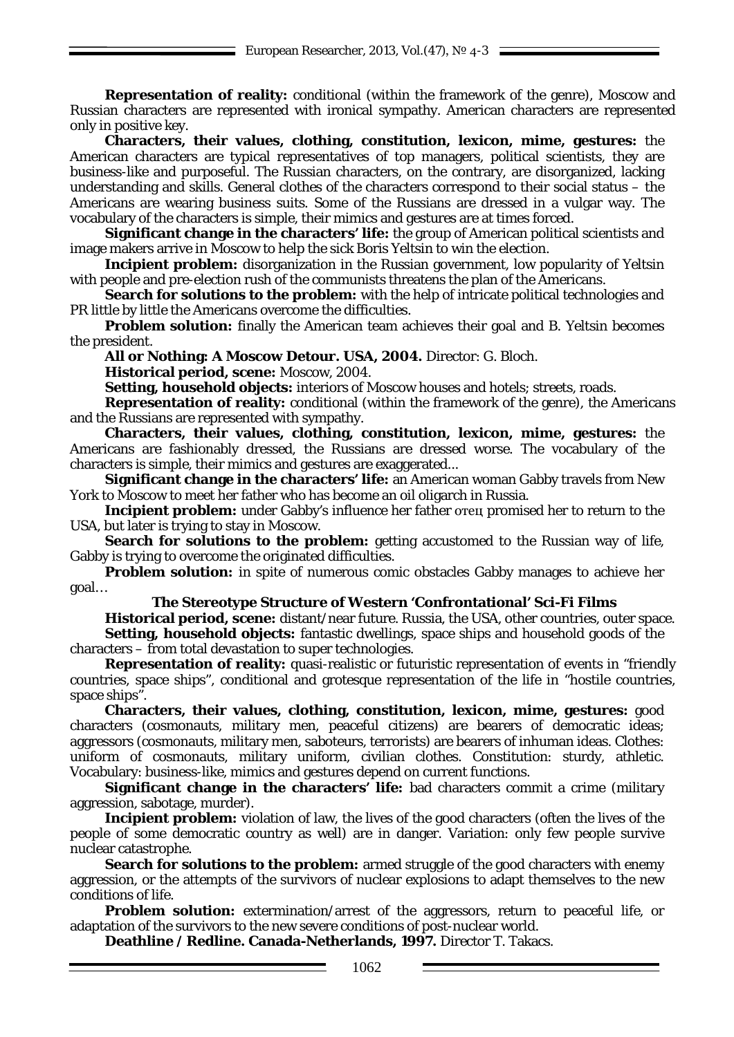**Representation of reality:** conditional (within the framework of the genre), Moscow and Russian characters are represented with ironical sympathy. American characters are represented only in positive key.

**Characters, their values, clothing, constitution, lexicon, mime, gestures:** the American characters are typical representatives of top managers, political scientists, they are business-like and purposeful. The Russian characters, on the contrary, are disorganized, lacking understanding and skills. General clothes of the characters correspond to their social status – the Americans are wearing business suits. Some of the Russians are dressed in a vulgar way. The vocabulary of the characters is simple, their mimics and gestures are at times forced.

**Significant change in the characters' life:** the group of American political scientists and image makers arrive in Moscow to help the sick Boris Yeltsin to win the election.

**Incipient problem:** disorganization in the Russian government, low popularity of Yeltsin with people and pre-election rush of the communists threatens the plan of the Americans.

**Search for solutions to the problem:** with the help of intricate political technologies and PR little by little the Americans overcome the difficulties.

**Problem solution:** finally the American team achieves their goal and B. Yeltsin becomes the president.

**All or Nothing: A Moscow Detour. USA, 2004.** Director: G. Bloch.

**Historical period, scene:** Moscow, 2004.

**Setting, household objects:** interiors of Moscow houses and hotels; streets, roads.

**Representation of reality:** conditional (within the framework of the genre), the Americans and the Russians are represented with sympathy.

**Characters, their values, clothing, constitution, lexicon, mime, gestures:** the Americans are fashionably dressed, the Russians are dressed worse. The vocabulary of the characters is simple, their mimics and gestures are exaggerated...

**Significant change in the characters' life:** an American woman Gabby travels from New York to Moscow to meet her father who has become an oil oligarch in Russia.

**Incipient problem:** under Gabby's influence her father отец promised her to return to the USA, but later is trying to stay in Moscow.

**Search for solutions to the problem:** getting accustomed to the Russian way of life, Gabby is trying to overcome the originated difficulties.

**Problem solution:** in spite of numerous comic obstacles Gabby manages to achieve her goal…

### The Stereotype Structure of Western 'Confrontational' Sci-Fi Films

**Historical period, scene:** distant/near future. Russia, the USA, other countries, outer space.

**Setting, household objects:** fantastic dwellings, space ships and household goods of the characters – from total devastation to super technologies.

**Representation of reality:** quasi-realistic or futuristic representation of events in "friendly countries, space ships", conditional and grotesque representation of the life in "hostile countries, space ships".

**Characters, their values, clothing, constitution, lexicon, mime, gestures:** good characters (cosmonauts, military men, peaceful citizens) are bearers of democratic ideas; aggressors (cosmonauts, military men, saboteurs, terrorists) are bearers of inhuman ideas. Clothes: uniform of cosmonauts, military uniform, civilian clothes. Constitution: sturdy, athletic. Vocabulary: business-like, mimics and gestures depend on current functions.

**Significant change in the characters' life:** bad characters commit a crime (military aggression, sabotage, murder).

**Incipient problem:** violation of law, the lives of the good characters (often the lives of the people of some democratic country as well) are in danger. Variation: only few people survive nuclear catastrophe.

**Search for solutions to the problem:** armed struggle of the good characters with enemy aggression, or the attempts of the survivors of nuclear explosions to adapt themselves to the new conditions of life.

**Problem solution:** extermination/arrest of the aggressors, return to peaceful life, or adaptation of the survivors to the new severe conditions of post-nuclear world.

**Deathline / Redline. Canada-Netherlands, 1997.** Director T. Takacs.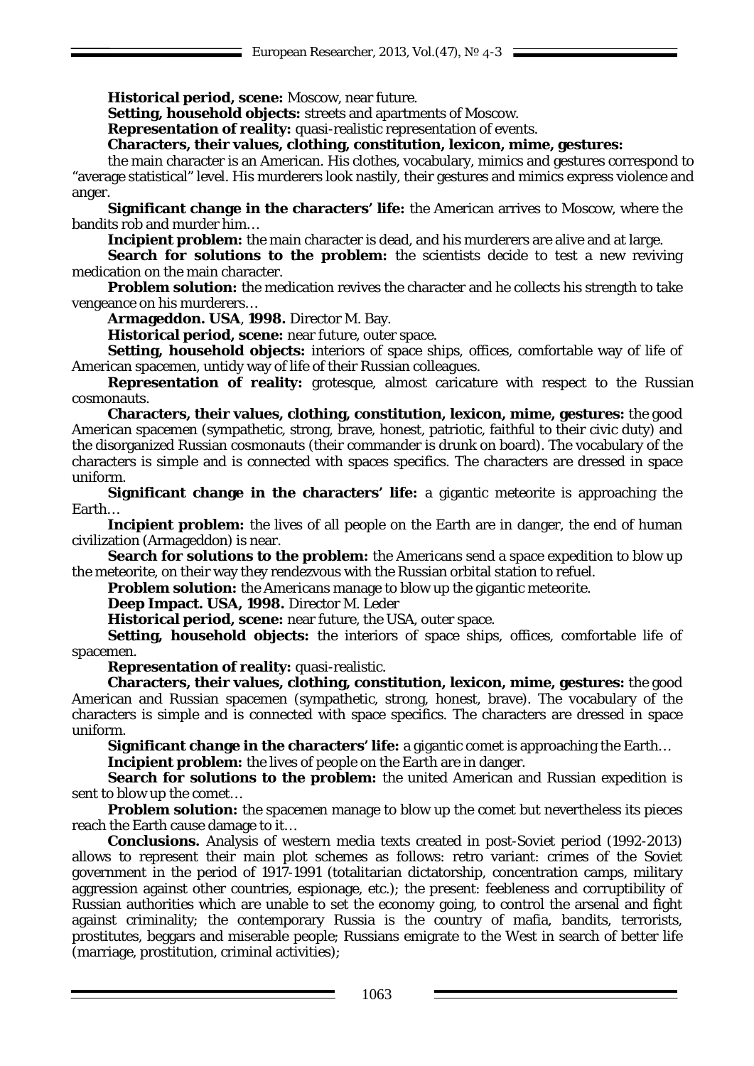**Historical period, scene:** Moscow, near future.

**Setting, household objects:** streets and apartments of Moscow.

**Representation of reality:** quasi-realistic representation of events.

**Characters, their values, clothing, constitution, lexicon, mime, gestures:** the main character is an American. His clothes, vocabulary, mimics and gestures correspond to "average statistical" level. His murderers look nastily, their gestures and mimics express violence and anger.

**Significant change in the characters' life:** the American arrives to Moscow, where the bandits rob and murder him…

**Incipient problem:** the main character is dead, and his murderers are alive and at large.

**Search for solutions to the problem:** the scientists decide to test a new reviving medication on the main character.

**Problem solution:** the medication revives the character and he collects his strength to take vengeance on his murderers…

**Armageddon. USA**, **1998.** Director M. Bay.

**Historical period, scene:** near future, outer space.

**Setting, household objects:** interiors of space ships, offices, comfortable way of life of American spacemen, untidy way of life of their Russian colleagues.

**Representation of reality:** grotesque, almost caricature with respect to the Russian cosmonauts.

**Characters, their values, clothing, constitution, lexicon, mime, gestures:** the good American spacemen (sympathetic, strong, brave, honest, patriotic, faithful to their civic duty) and the disorganized Russian cosmonauts (their commander is drunk on board). The vocabulary of the characters is simple and is connected with spaces specifics. The characters are dressed in space uniform.

**Significant change in the characters' life:** a gigantic meteorite is approaching the Earth…

**Incipient problem:** the lives of all people on the Earth are in danger, the end of human civilization (Armageddon) is near.

**Search for solutions to the problem:** the Americans send a space expedition to blow up the meteorite, on their way they rendezvous with the Russian orbital station to refuel.

**Problem solution:** the Americans manage to blow up the gigantic meteorite.

**Deep Impact. USA, 1998.** Director M. Leder

**Historical period, scene:** near future, the USA, outer space.

**Setting, household objects:** the interiors of space ships, offices, comfortable life of spacemen.

**Representation of reality:** quasi-realistic.

**Characters, their values, clothing, constitution, lexicon, mime, gestures:** the good American and Russian spacemen (sympathetic, strong, honest, brave). The vocabulary of the characters is simple and is connected with space specifics. The characters are dressed in space uniform.

**Significant change in the characters' life:** a gigantic comet is approaching the Earth…

**Incipient problem:** the lives of people on the Earth are in danger.

**Search for solutions to the problem:** the united American and Russian expedition is sent to blow up the comet…

**Problem solution:** the spacemen manage to blow up the comet but nevertheless its pieces reach the Earth cause damage to it…

**Conclusions.** Analysis of western media texts created in post-Soviet period (1992-2013) allows to represent their main plot schemes as follows: retro variant: crimes of the Soviet government in the period of 1917-1991 (totalitarian dictatorship, concentration camps, military aggression against other countries, espionage, etc.); the present: feebleness and corruptibility of Russian authorities which are unable to set the economy going, to control the arsenal and fight against criminality; the contemporary Russia is the country of mafia, bandits, terrorists, prostitutes, beggars and miserable people; Russians emigrate to the West in search of better life (marriage, prostitution, criminal activities);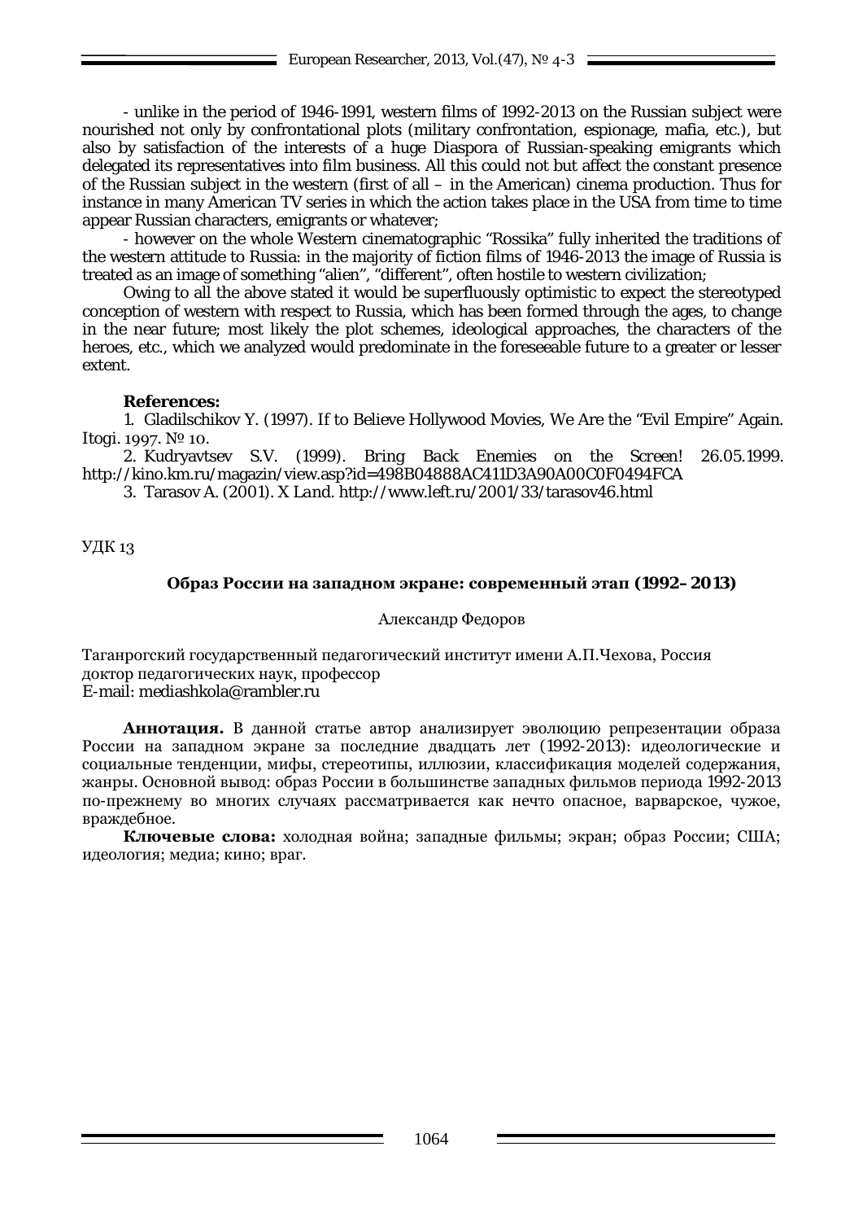- unlike in the period of 1946-1991, western films of 1992-2013 on the Russian subject were nourished not only by confrontational plots (military confrontation, espionage, mafia, etc.), but also by satisfaction of the interests of a huge Diaspora of Russian-speaking emigrants which delegated its representatives into film business. All this could not but affect the constant presence of the Russian subject in the western (first of all – in the American) cinema production. Thus for instance in many American TV series in which the action takes place in the USA from time to time appear Russian characters, emigrants or whatever;

- however on the whole Western cinematographic "Rossika" fully inherited the traditions of the western attitude to Russia: in the majority of fiction films of 1946-2013 the image of Russia is treated as an image of something "alien", "different", often hostile to western civilization;

Owing to all the above stated it would be superfluously optimistic to expect the stereotyped conception of western with respect to Russia, which has been formed through the ages, to change in the near future; most likely the plot schemes, ideological approaches, the characters of the heroes, etc., which we analyzed would predominate in the foreseeable future to a greater or lesser extent.

**References:**

1. Gladilschikov Y. (1997). If to Believe Hollywood Movies, We Are the "Evil Empire" Again. *Itogi*. 1997. № 10.
2. Kudryavtsev S.V. (1999). *Bring Back Enemies on the Screen!* 26.05.1999. http://kino.km.ru/magazin/view.asp?id=498B04888AC411D3A90A00C0F0494FCA
3. Tarasov A. (2001). *X Land*. http://www.left.ru/2001/33/tarasov46.html

УДК 13

## Образ России на западном экране: современный этап (1992– 2013)

Александр Федоров

Таганрогский государственный педагогический институт имени А.П.Чехова, Россия
доктор педагогических наук, профессор
E-mail: mediashkola@rambler.ru

**Аннотация.** В данной статье автор анализирует эволюцию репрезентации образа России на западном экране за последние двадцать лет (1992-2013): идеологические и социальные тенденции, мифы, стереотипы, иллюзии, классификация моделей содержания, жанры. Основной вывод: образ России в большинстве западных фильмов периода 1992-2013 по-прежнему во многих случаях рассматривается как нечто опасное, варварское, чужое, враждебное.

**Ключевые слова:** холодная война; западные фильмы; экран; образ России; США; идеология; медиа; кино; враг.